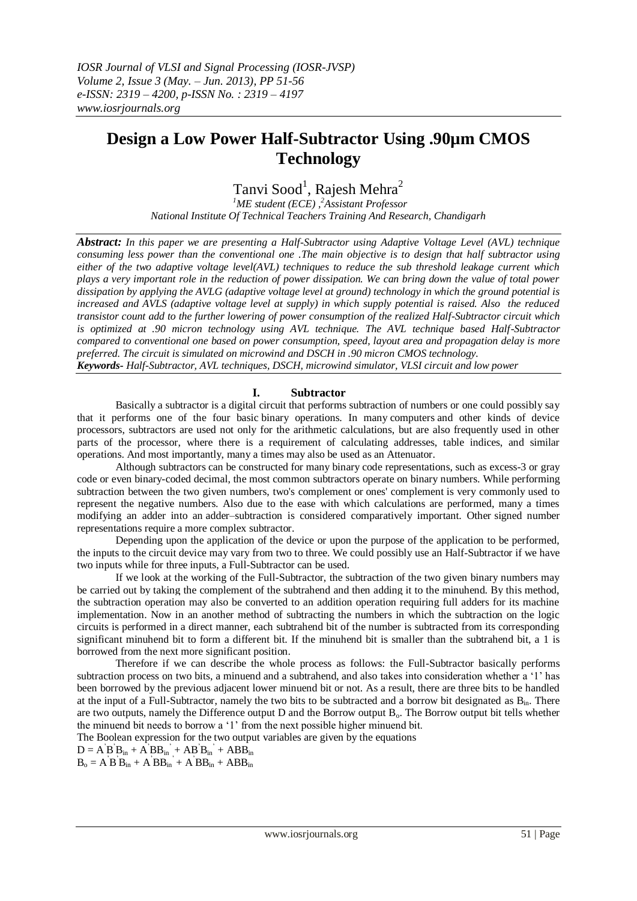# Design a Low Power Half-Subtractor Using .90µm CMOS Technology

Tanvi Sood[1], Rajesh Mehra[2]

[1]ME student (ECE), [2]Assistant Professor
*National Institute Of Technical Teachers Training And Research, Chandigarh*

***Abstract:*** *In this paper we are presenting a Half-Subtractor using Adaptive Voltage Level (AVL) technique consuming less power than the conventional one .The main objective is to design that half subtractor using either of the two adaptive voltage level(AVL) techniques to reduce the sub threshold leakage current which plays a very important role in the reduction of power dissipation. We can bring down the value of total power dissipation by applying the AVLG (adaptive voltage level at ground) technology in which the ground potential is increased and AVLS (adaptive voltage level at supply) in which supply potential is raised. Also the reduced transistor count add to the further lowering of power consumption of the realized Half-Subtractor circuit which is optimized at .90 micron technology using AVL technique. The AVL technique based Half-Subtractor compared to conventional one based on power consumption, speed, layout area and propagation delay is more preferred. The circuit is simulated on microwind and DSCH in .90 micron CMOS technology.*

***Keywords-*** *Half-Subtractor, AVL techniques, DSCH, microwind simulator, VLSI circuit and low power*

## I. Subtractor

Basically a subtractor is a digital circuit that performs subtraction of numbers or one could possibly say that it performs one of the four basic binary operations. In many computers and other kinds of device processors, subtractors are used not only for the arithmetic calculations, but are also frequently used in other parts of the processor, where there is a requirement of calculating addresses, table indices, and similar operations. And most importantly, many a times may also be used as an Attenuator.

Although subtractors can be constructed for many binary code representations, such as excess-3 or gray code or even binary-coded decimal, the most common subtractors operate on binary numbers. While performing subtraction between the two given numbers, two's complement or ones' complement is very commonly used to represent the negative numbers. Also due to the ease with which calculations are performed, many a times modifying an adder into an adder–subtraction is considered comparatively important. Other signed number representations require a more complex subtractor.

Depending upon the application of the device or upon the purpose of the application to be performed, the inputs to the circuit device may vary from two to three. We could possibly use an Half-Subtractor if we have two inputs while for three inputs, a Full-Subtractor can be used.

If we look at the working of the Full-Subtractor, the subtraction of the two given binary numbers may be carried out by taking the complement of the subtrahend and then adding it to the minuhend. By this method, the subtraction operation may also be converted to an addition operation requiring full adders for its machine implementation. Now in an another method of subtracting the numbers in which the subtraction on the logic circuits is performed in a direct manner, each subtrahend bit of the number is subtracted from its corresponding significant minuhend bit to form a different bit. If the minuhend bit is smaller than the subtrahend bit, a 1 is borrowed from the next more significant position.

Therefore if we can describe the whole process as follows: the Full-Subtractor basically performs subtraction process on two bits, a minuend and a subtrahend, and also takes into consideration whether a '1' has been borrowed by the previous adjacent lower minuend bit or not. As a result, there are three bits to be handled at the input of a Full-Subtractor, namely the two bits to be subtracted and a borrow bit designated as $B_{in}$. There are two outputs, namely the Difference output D and the Borrow output $B_o$. The Borrow output bit tells whether the minuend bit needs to borrow a '1' from the next possible higher minuend bit.

The Boolean expression for the two output variables are given by the equations

$D = A'B'B_{in} + A'BB_{in}' + AB'B_{in}' + ABB_{in}$

$B_o = A'B'B_{in} + A'BB_{in}' + A'BB_{in} + ABB_{in}$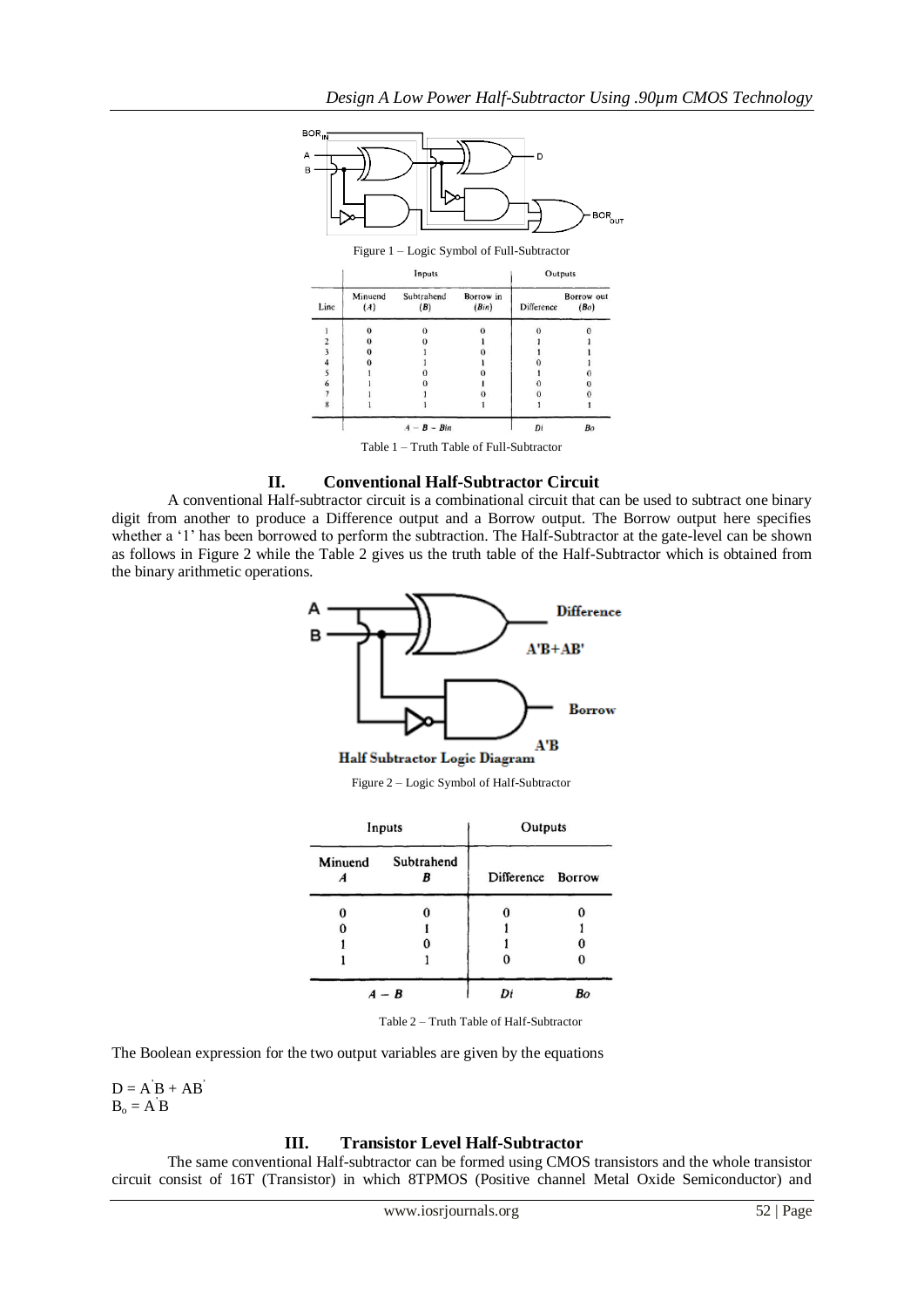Figure 1 – Logic Symbol of Full-Subtractor

| | Inputs | | | Outputs | |
|---|---|---|---|---|---|
| Line | Minuend (A) | Subtrahend (B) | Borrow in (Bin) | Difference | Borrow out (Bo) |
| 1 | 0 | 0 | 0 | 0 | 0 |
| 2 | 0 | 0 | 1 | 1 | 1 |
| 3 | 0 | 1 | 0 | 1 | 1 |
| 4 | 0 | 1 | 1 | 0 | 1 |
| 5 | 1 | 0 | 0 | 1 | 0 |
| 6 | 1 | 0 | 1 | 0 | 0 |
| 7 | 1 | 1 | 0 | 0 | 0 |
| 8 | 1 | 1 | 1 | 1 | 1 |
| | $A - B - Bin$ | | | $Di$ | $Bo$ |

Table 1 – Truth Table of Full-Subtractor

## II. Conventional Half-Subtractor Circuit

A conventional Half-subtractor circuit is a combinational circuit that can be used to subtract one binary digit from another to produce a Difference output and a Borrow output. The Borrow output here specifies whether a '1' has been borrowed to perform the subtraction. The Half-Subtractor at the gate-level can be shown as follows in Figure 2 while the Table 2 gives us the truth table of the Half-Subtractor which is obtained from the binary arithmetic operations.

Figure 2 – Logic Symbol of Half-Subtractor

| Inputs | | Outputs | |
|---|---|---|---|
| Minuend A | Subtrahend B | Difference | Borrow |
| 0 | 0 | 0 | 0 |
| 0 | 1 | 1 | 1 |
| 1 | 0 | 1 | 0 |
| 1 | 1 | 0 | 0 |
| $A - B$ | | $Di$ | $Bo$ |

Table 2 – Truth Table of Half-Subtractor

The Boolean expression for the two output variables are given by the equations

$D = A^{'}B + AB^{'}$
$B_o = A^{'}B$

## III. Transistor Level Half-Subtractor

The same conventional Half-subtractor can be formed using CMOS transistors and the whole transistor circuit consist of 16T (Transistor) in which 8TPMOS (Positive channel Metal Oxide Semiconductor) and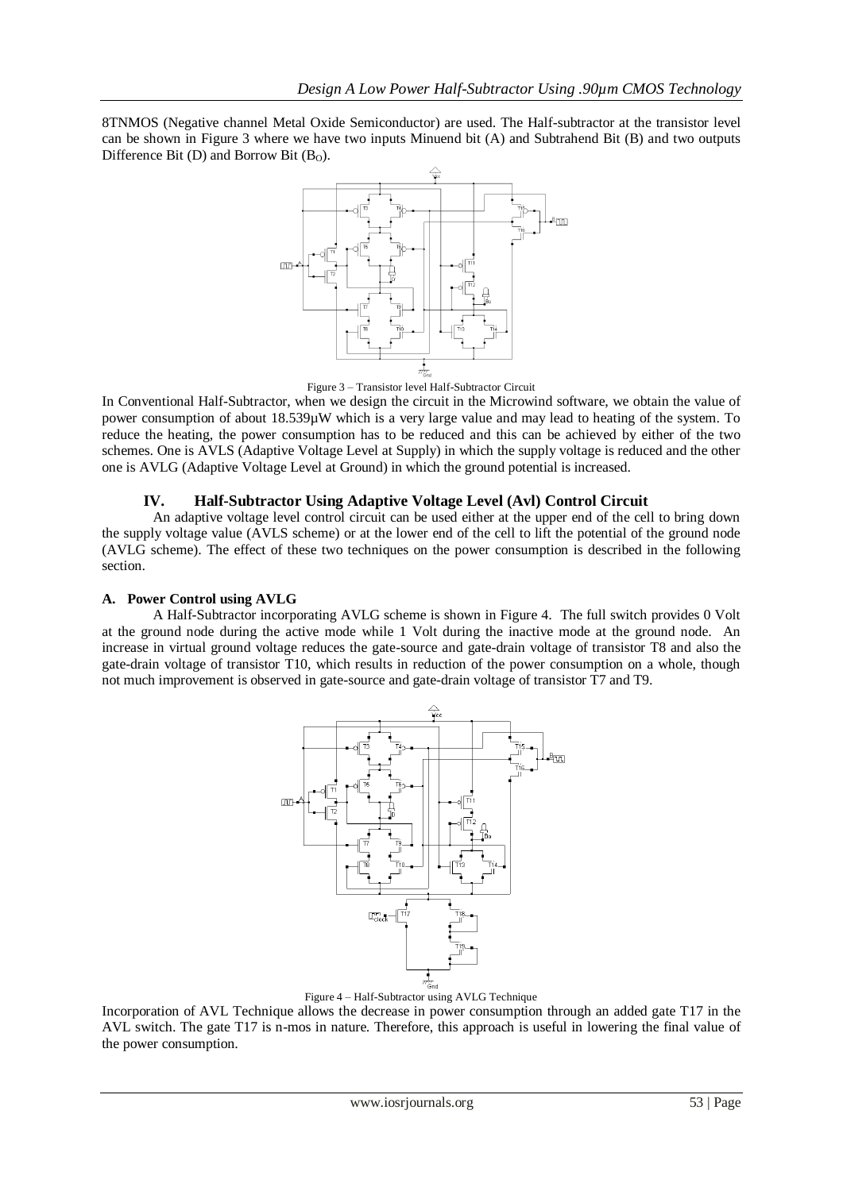8TNMOS (Negative channel Metal Oxide Semiconductor) are used. The Half-subtractor at the transistor level can be shown in Figure 3 where we have two inputs Minuend bit (A) and Subtrahend Bit (B) and two outputs Difference Bit (D) and Borrow Bit ($B_O$).

Figure 3 – Transistor level Half-Subtractor Circuit

In Conventional Half-Subtractor, when we design the circuit in the Microwind software, we obtain the value of power consumption of about 18.539µW which is a very large value and may lead to heating of the system. To reduce the heating, the power consumption has to be reduced and this can be achieved by either of the two schemes. One is AVLS (Adaptive Voltage Level at Supply) in which the supply voltage is reduced and the other one is AVLG (Adaptive Voltage Level at Ground) in which the ground potential is increased.

## IV. Half-Subtractor Using Adaptive Voltage Level (Avl) Control Circuit

An adaptive voltage level control circuit can be used either at the upper end of the cell to bring down the supply voltage value (AVLS scheme) or at the lower end of the cell to lift the potential of the ground node (AVLG scheme). The effect of these two techniques on the power consumption is described in the following section.

### A. Power Control using AVLG

A Half-Subtractor incorporating AVLG scheme is shown in Figure 4. The full switch provides 0 Volt at the ground node during the active mode while 1 Volt during the inactive mode at the ground node. An increase in virtual ground voltage reduces the gate-source and gate-drain voltage of transistor T8 and also the gate-drain voltage of transistor T10, which results in reduction of the power consumption on a whole, though not much improvement is observed in gate-source and gate-drain voltage of transistor T7 and T9.

Figure 4 – Half-Subtractor using AVLG Technique

Incorporation of AVL Technique allows the decrease in power consumption through an added gate T17 in the AVL switch. The gate T17 is n-mos in nature. Therefore, this approach is useful in lowering the final value of the power consumption.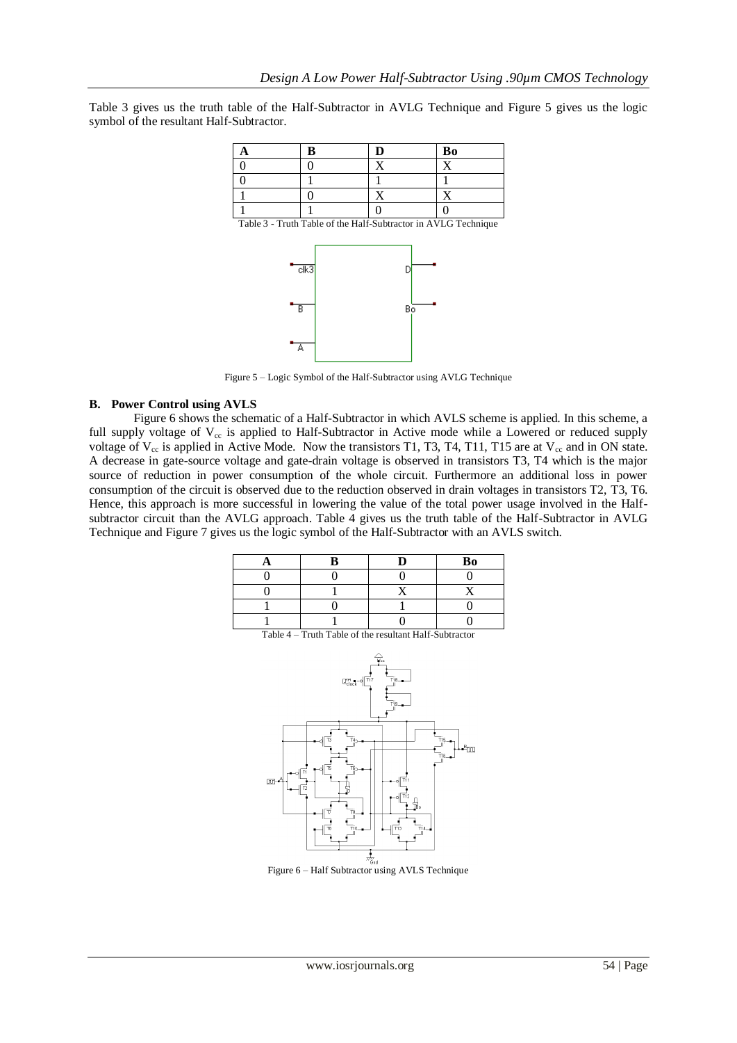Table 3 gives us the truth table of the Half-Subtractor in AVLG Technique and Figure 5 gives us the logic symbol of the resultant Half-Subtractor.

| A | B | D | Bo |
| --- | --- | --- | --- |
| 0 | 0 | X | X |
| 0 | 1 | 1 | 1 |
| 1 | 0 | X | X |
| 1 | 1 | 0 | 0 |

Table 3 - Truth Table of the Half-Subtractor in AVLG Technique

Figure 5 – Logic Symbol of the Half-Subtractor using AVLG Technique

### B. Power Control using AVLS

Figure 6 shows the schematic of a Half-Subtractor in which AVLS scheme is applied. In this scheme, a full supply voltage of $V_{cc}$ is applied to Half-Subtractor in Active mode while a Lowered or reduced supply voltage of $V_{cc}$ is applied in Active Mode. Now the transistors T1, T3, T4, T11, T15 are at $V_{cc}$ and in ON state. A decrease in gate-source voltage and gate-drain voltage is observed in transistors T3, T4 which is the major source of reduction in power consumption of the whole circuit. Furthermore an additional loss in power consumption of the circuit is observed due to the reduction observed in drain voltages in transistors T2, T3, T6. Hence, this approach is more successful in lowering the value of the total power usage involved in the Half-subtractor circuit than the AVLG approach. Table 4 gives us the truth table of the Half-Subtractor in AVLG Technique and Figure 7 gives us the logic symbol of the Half-Subtractor with an AVLS switch.

| A | B | D | Bo |
| --- | --- | --- | --- |
| 0 | 0 | 0 | 0 |
| 0 | 1 | X | X |
| 1 | 0 | 1 | 0 |
| 1 | 1 | 0 | 0 |

Table 4 – Truth Table of the resultant Half-Subtractor

Figure 6 – Half Subtractor using AVLS Technique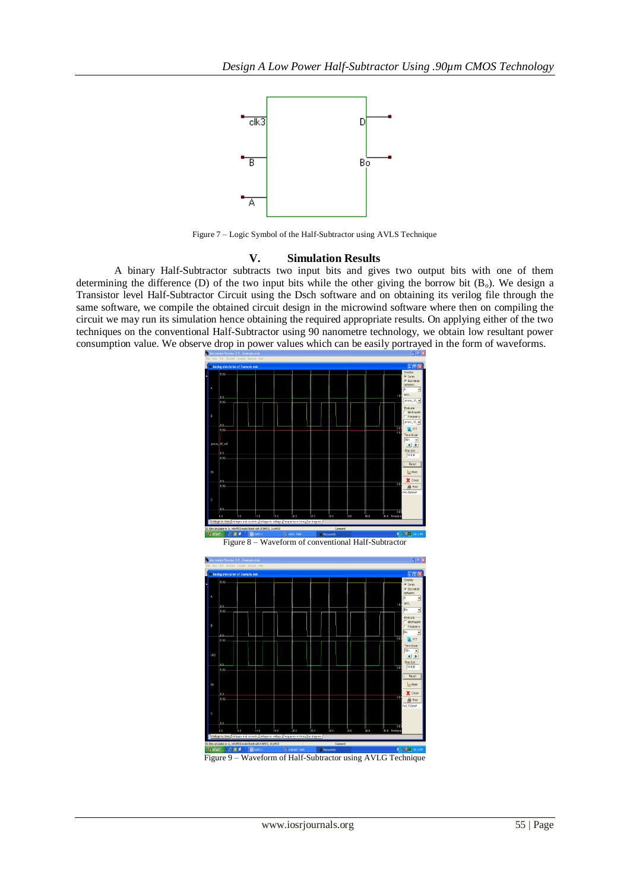Figure 7 – Logic Symbol of the Half-Subtractor using AVLS Technique

## V. Simulation Results

A binary Half-Subtractor subtracts two input bits and gives two output bits with one of them determining the difference (D) of the two input bits while the other giving the borrow bit ($B_o$). We design a Transistor level Half-Subtractor Circuit using the Dsch software and on obtaining its verilog file through the same software, we compile the obtained circuit design in the microwind software where then on compiling the circuit we may run its simulation hence obtaining the required appropriate results. On applying either of the two techniques on the conventional Half-Subtractor using 90 nanometre technology, we obtain low resultant power consumption value. We observe drop in power values which can be easily portrayed in the form of waveforms.

Figure 8 – Waveform of conventional Half-Subtractor

Figure 9 – Waveform of Half-Subtractor using AVLG Technique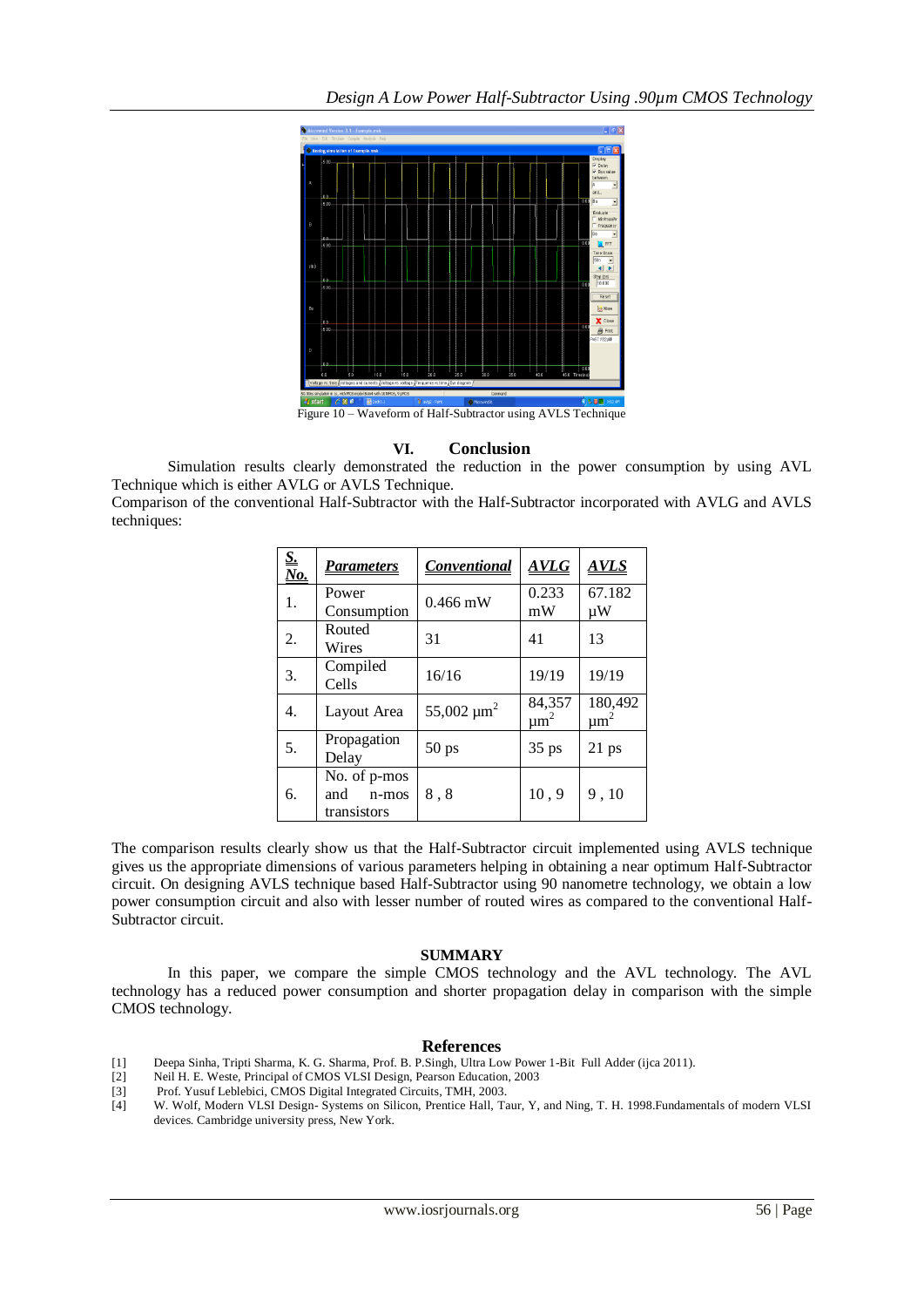Figure 10 – Waveform of Half-Subtractor using AVLS Technique

## VI. Conclusion

Simulation results clearly demonstrated the reduction in the power consumption by using AVL Technique which is either AVLG or AVLS Technique.

Comparison of the conventional Half-Subtractor with the Half-Subtractor incorporated with AVLG and AVLS techniques:

| S. No. | Parameters | Conventional | AVLG | AVLS |
|---|---|---|---|---|
| 1. | Power Consumption | 0.466 mW | 0.233 mW | 67.182 μW |
| 2. | Routed Wires | 31 | 41 | 13 |
| 3. | Compiled Cells | 16/16 | 19/19 | 19/19 |
| 4. | Layout Area | 55,002 $\mu m^2$ | 84,357 $\mu m^2$ | 180,492 $\mu m^2$ |
| 5. | Propagation Delay | 50 ps | 35 ps | 21 ps |
| 6. | No. of p-mos and n-mos transistors | 8 , 8 | 10 , 9 | 9 , 10 |

The comparison results clearly show us that the Half-Subtractor circuit implemented using AVLS technique gives us the appropriate dimensions of various parameters helping in obtaining a near optimum Half-Subtractor circuit. On designing AVLS technique based Half-Subtractor using 90 nanometre technology, we obtain a low power consumption circuit and also with lesser number of routed wires as compared to the conventional Half-Subtractor circuit.

## SUMMARY

In this paper, we compare the simple CMOS technology and the AVL technology. The AVL technology has a reduced power consumption and shorter propagation delay in comparison with the simple CMOS technology.

## References

[1] Deepa Sinha, Tripti Sharma, K. G. Sharma, Prof. B. P.Singh, Ultra Low Power 1-Bit Full Adder (ijca 2011).

[2] Neil H. E. Weste, Principal of CMOS VLSI Design, Pearson Education, 2003

[3] Prof. Yusuf Leblebici, CMOS Digital Integrated Circuits, TMH, 2003.

[4] W. Wolf, Modern VLSI Design- Systems on Silicon, Prentice Hall, Taur, Y, and Ning, T. H. 1998.Fundamentals of modern VLSI devices. Cambridge university press, New York.